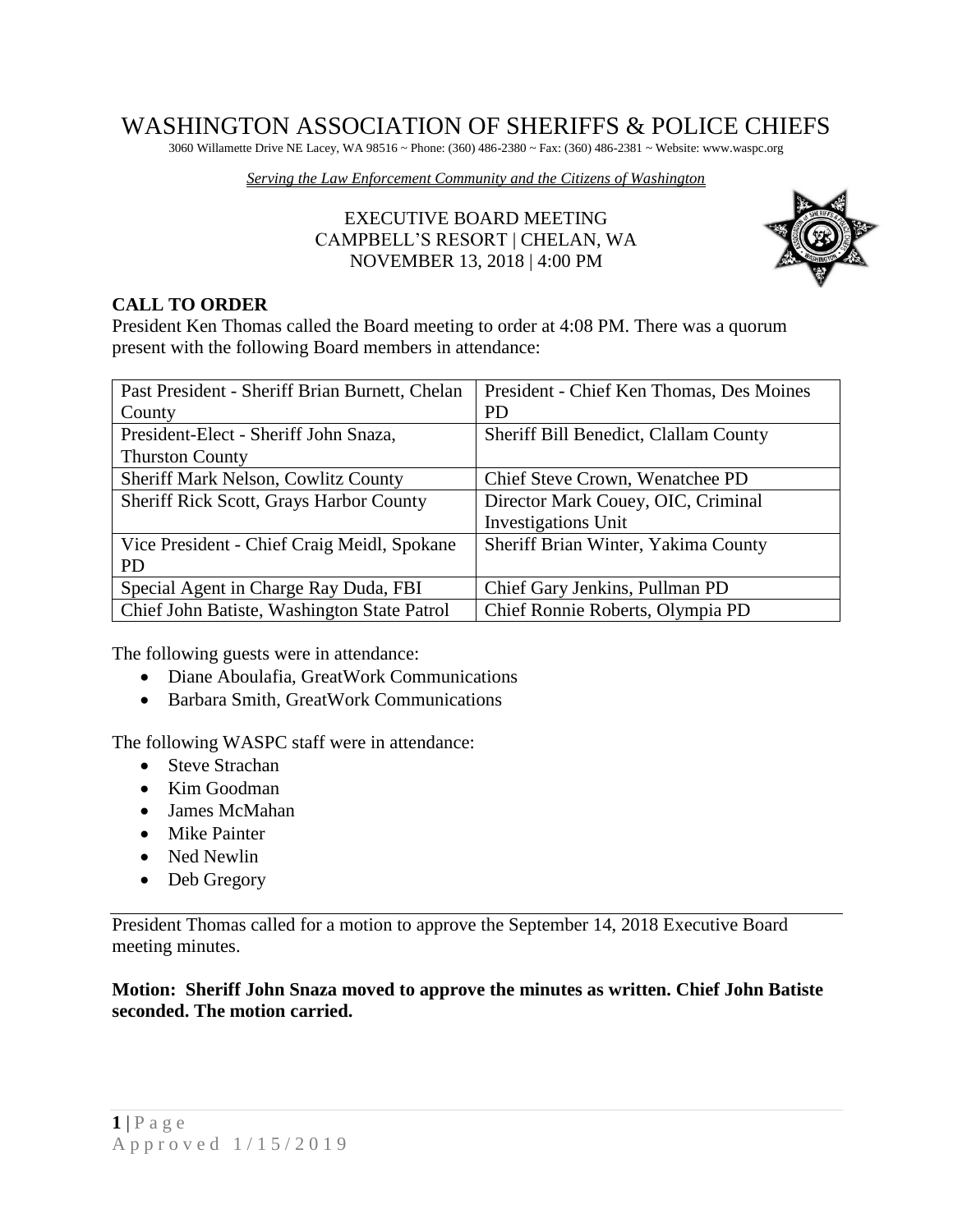# WASHINGTON ASSOCIATION OF SHERIFFS & POLICE CHIEFS

3060 Willamette Drive NE Lacey, WA 98516 ~ Phone: (360) 486-2380 ~ Fax: (360) 486-2381 ~ Website: www.waspc.org

*Serving the Law Enforcement Community and the Citizens of Washington*

EXECUTIVE BOARD MEETING
CAMPBELL'S RESORT | CHELAN, WA
NOVEMBER 13, 2018 | 4:00 PM

## CALL TO ORDER

President Ken Thomas called the Board meeting to order at 4:08 PM. There was a quorum present with the following Board members in attendance:

| | |
|---|---|
| Past President - Sheriff Brian Burnett, Chelan County | President - Chief Ken Thomas, Des Moines PD |
| President-Elect - Sheriff John Snaza, Thurston County | Sheriff Bill Benedict, Clallam County |
| Sheriff Mark Nelson, Cowlitz County | Chief Steve Crown, Wenatchee PD |
| Sheriff Rick Scott, Grays Harbor County | Director Mark Couey, OIC, Criminal Investigations Unit |
| Vice President - Chief Craig Meidl, Spokane PD | Sheriff Brian Winter, Yakima County |
| Special Agent in Charge Ray Duda, FBI | Chief Gary Jenkins, Pullman PD |
| Chief John Batiste, Washington State Patrol | Chief Ronnie Roberts, Olympia PD |

The following guests were in attendance:

- Diane Aboulafia, GreatWork Communications
- Barbara Smith, GreatWork Communications

The following WASPC staff were in attendance:

- Steve Strachan
- Kim Goodman
- James McMahan
- Mike Painter
- Ned Newlin
- Deb Gregory

---

President Thomas called for a motion to approve the September 14, 2018 Executive Board meeting minutes.

**Motion: Sheriff John Snaza moved to approve the minutes as written. Chief John Batiste seconded. The motion carried.**

Approved 1/15/2019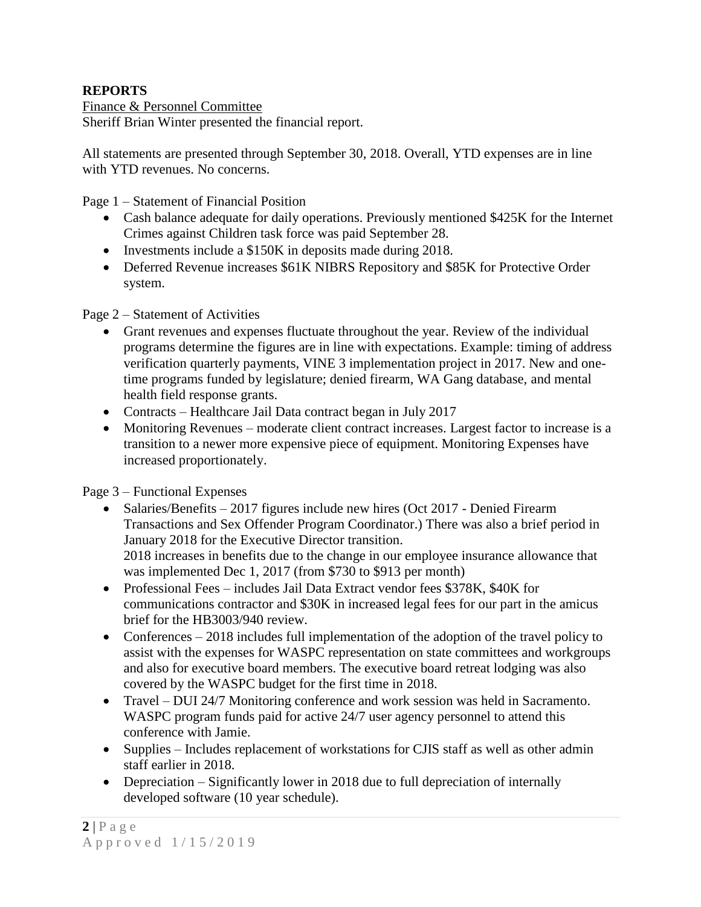## REPORTS

Finance & Personnel Committee

Sheriff Brian Winter presented the financial report.

All statements are presented through September 30, 2018. Overall, YTD expenses are in line with YTD revenues. No concerns.

Page 1 – Statement of Financial Position

- Cash balance adequate for daily operations. Previously mentioned $425K for the Internet Crimes against Children task force was paid September 28.
- Investments include a $150K in deposits made during 2018.
- Deferred Revenue increases $61K NIBRS Repository and $85K for Protective Order system.

Page 2 – Statement of Activities

- Grant revenues and expenses fluctuate throughout the year. Review of the individual programs determine the figures are in line with expectations. Example: timing of address verification quarterly payments, VINE 3 implementation project in 2017. New and one-time programs funded by legislature; denied firearm, WA Gang database, and mental health field response grants.
- Contracts – Healthcare Jail Data contract began in July 2017
- Monitoring Revenues – moderate client contract increases. Largest factor to increase is a transition to a newer more expensive piece of equipment. Monitoring Expenses have increased proportionately.

Page 3 – Functional Expenses

- Salaries/Benefits – 2017 figures include new hires (Oct 2017 - Denied Firearm Transactions and Sex Offender Program Coordinator.) There was also a brief period in January 2018 for the Executive Director transition.
  2018 increases in benefits due to the change in our employee insurance allowance that was implemented Dec 1, 2017 (from $730 to $913 per month)
- Professional Fees – includes Jail Data Extract vendor fees $378K, $40K for communications contractor and $30K in increased legal fees for our part in the amicus brief for the HB3003/940 review.
- Conferences – 2018 includes full implementation of the adoption of the travel policy to assist with the expenses for WASPC representation on state committees and workgroups and also for executive board members. The executive board retreat lodging was also covered by the WASPC budget for the first time in 2018.
- Travel – DUI 24/7 Monitoring conference and work session was held in Sacramento. WASPC program funds paid for active 24/7 user agency personnel to attend this conference with Jamie.
- Supplies – Includes replacement of workstations for CJIS staff as well as other admin staff earlier in 2018.
- Depreciation – Significantly lower in 2018 due to full depreciation of internally developed software (10 year schedule).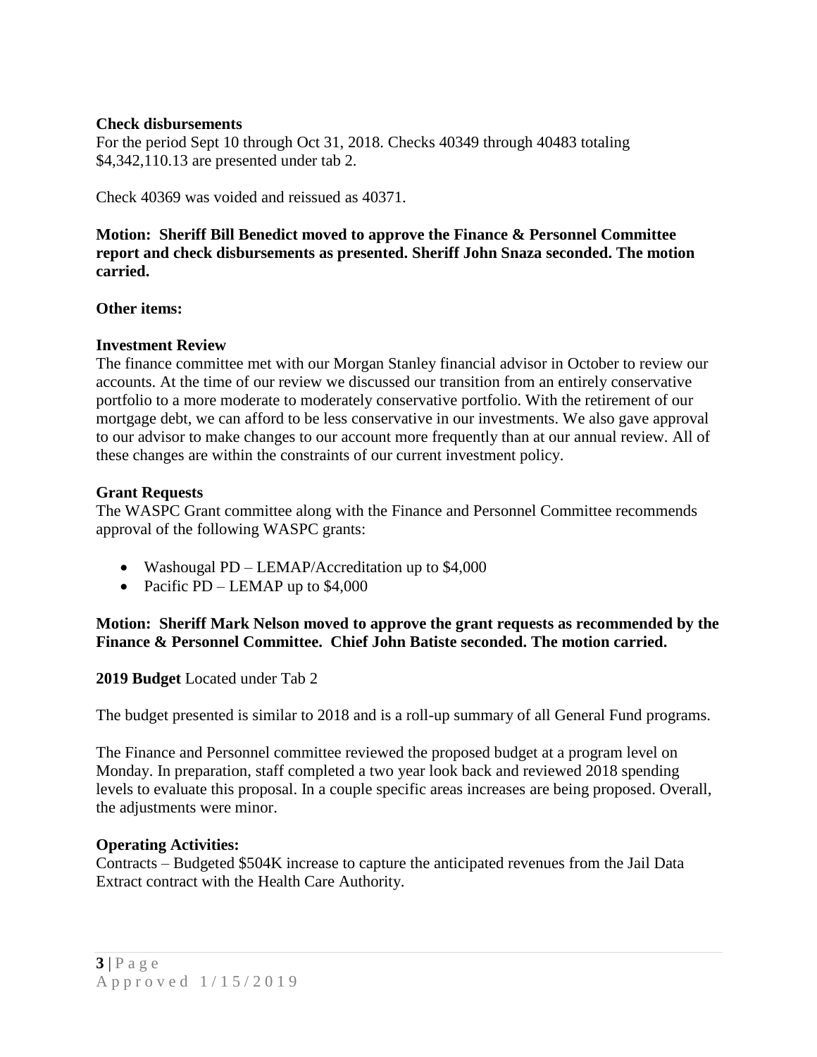**Check disbursements**
For the period Sept 10 through Oct 31, 2018. Checks 40349 through 40483 totaling $4,342,110.13 are presented under tab 2.

Check 40369 was voided and reissued as 40371.

**Motion: Sheriff Bill Benedict moved to approve the Finance & Personnel Committee report and check disbursements as presented. Sheriff John Snaza seconded. The motion carried.**

**Other items:**

**Investment Review**
The finance committee met with our Morgan Stanley financial advisor in October to review our accounts. At the time of our review we discussed our transition from an entirely conservative portfolio to a more moderate to moderately conservative portfolio. With the retirement of our mortgage debt, we can afford to be less conservative in our investments. We also gave approval to our advisor to make changes to our account more frequently than at our annual review. All of these changes are within the constraints of our current investment policy.

**Grant Requests**
The WASPC Grant committee along with the Finance and Personnel Committee recommends approval of the following WASPC grants:

- Washougal PD – LEMAP/Accreditation up to $4,000
- Pacific PD – LEMAP up to $4,000

**Motion: Sheriff Mark Nelson moved to approve the grant requests as recommended by the Finance & Personnel Committee. Chief John Batiste seconded. The motion carried.**

**2019 Budget** Located under Tab 2

The budget presented is similar to 2018 and is a roll-up summary of all General Fund programs.

The Finance and Personnel committee reviewed the proposed budget at a program level on Monday. In preparation, staff completed a two year look back and reviewed 2018 spending levels to evaluate this proposal. In a couple specific areas increases are being proposed. Overall, the adjustments were minor.

**Operating Activities:**
Contracts – Budgeted $504K increase to capture the anticipated revenues from the Jail Data Extract contract with the Health Care Authority.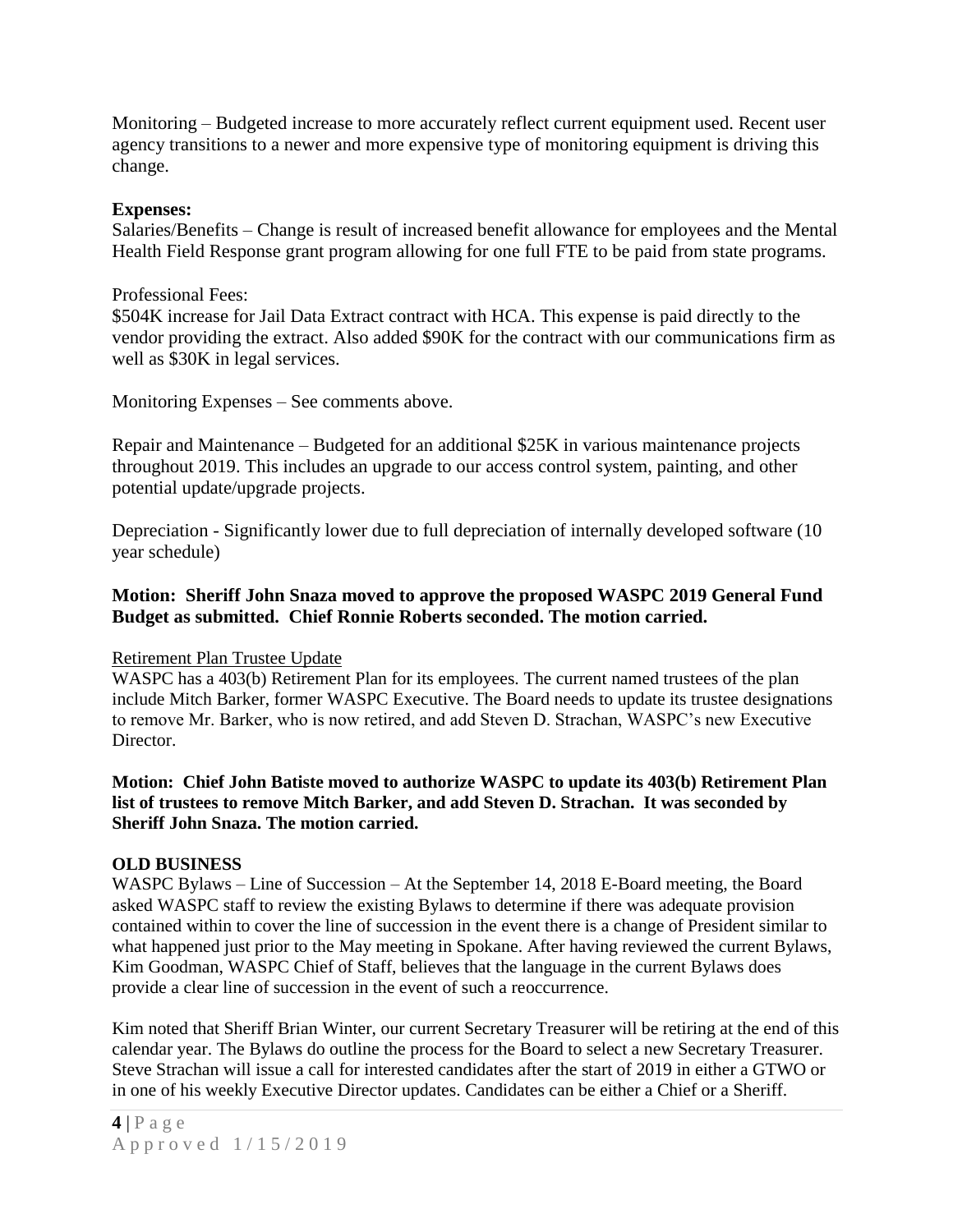Monitoring – Budgeted increase to more accurately reflect current equipment used. Recent user agency transitions to a newer and more expensive type of monitoring equipment is driving this change.

**Expenses:**
Salaries/Benefits – Change is result of increased benefit allowance for employees and the Mental Health Field Response grant program allowing for one full FTE to be paid from state programs.

Professional Fees:
$504K increase for Jail Data Extract contract with HCA. This expense is paid directly to the vendor providing the extract. Also added $90K for the contract with our communications firm as well as $30K in legal services.

Monitoring Expenses – See comments above.

Repair and Maintenance – Budgeted for an additional $25K in various maintenance projects throughout 2019. This includes an upgrade to our access control system, painting, and other potential update/upgrade projects.

Depreciation - Significantly lower due to full depreciation of internally developed software (10 year schedule)

**Motion: Sheriff John Snaza moved to approve the proposed WASPC 2019 General Fund Budget as submitted. Chief Ronnie Roberts seconded. The motion carried.**

Retirement Plan Trustee Update
WASPC has a 403(b) Retirement Plan for its employees. The current named trustees of the plan include Mitch Barker, former WASPC Executive. The Board needs to update its trustee designations to remove Mr. Barker, who is now retired, and add Steven D. Strachan, WASPC's new Executive Director.

**Motion: Chief John Batiste moved to authorize WASPC to update its 403(b) Retirement Plan list of trustees to remove Mitch Barker, and add Steven D. Strachan. It was seconded by Sheriff John Snaza. The motion carried.**

**OLD BUSINESS**
WASPC Bylaws – Line of Succession – At the September 14, 2018 E-Board meeting, the Board asked WASPC staff to review the existing Bylaws to determine if there was adequate provision contained within to cover the line of succession in the event there is a change of President similar to what happened just prior to the May meeting in Spokane. After having reviewed the current Bylaws, Kim Goodman, WASPC Chief of Staff, believes that the language in the current Bylaws does provide a clear line of succession in the event of such a reoccurrence.

Kim noted that Sheriff Brian Winter, our current Secretary Treasurer will be retiring at the end of this calendar year. The Bylaws do outline the process for the Board to select a new Secretary Treasurer. Steve Strachan will issue a call for interested candidates after the start of 2019 in either a GTWO or in one of his weekly Executive Director updates. Candidates can be either a Chief or a Sheriff.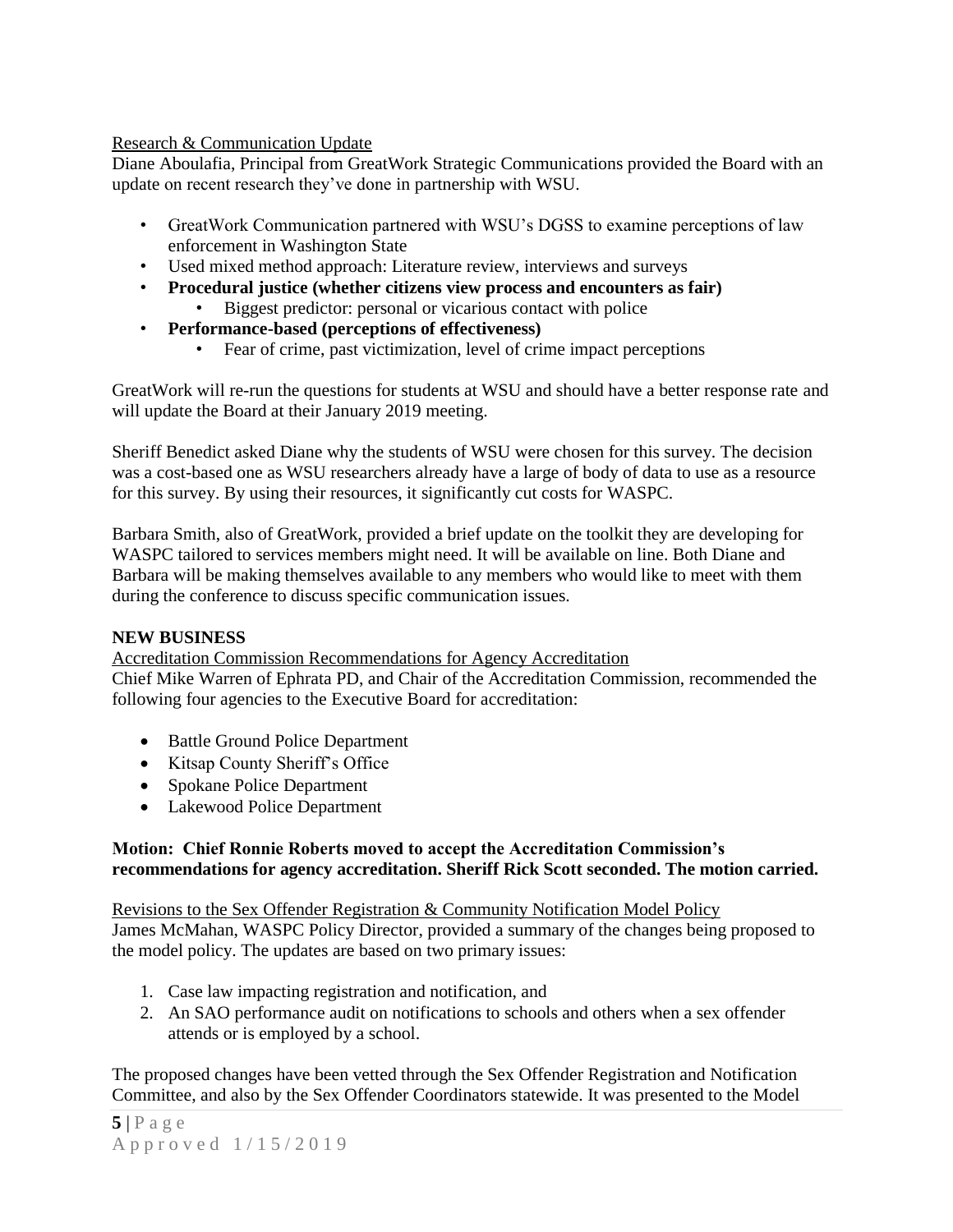Research & Communication Update

Diane Aboulafia, Principal from GreatWork Strategic Communications provided the Board with an update on recent research they've done in partnership with WSU.

- GreatWork Communication partnered with WSU's DGSS to examine perceptions of law enforcement in Washington State
- Used mixed method approach: Literature review, interviews and surveys
- **Procedural justice (whether citizens view process and encounters as fair)**
    - Biggest predictor: personal or vicarious contact with police
- **Performance-based (perceptions of effectiveness)**
    - Fear of crime, past victimization, level of crime impact perceptions

GreatWork will re-run the questions for students at WSU and should have a better response rate and will update the Board at their January 2019 meeting.

Sheriff Benedict asked Diane why the students of WSU were chosen for this survey. The decision was a cost-based one as WSU researchers already have a large of body of data to use as a resource for this survey. By using their resources, it significantly cut costs for WASPC.

Barbara Smith, also of GreatWork, provided a brief update on the toolkit they are developing for WASPC tailored to services members might need. It will be available on line. Both Diane and Barbara will be making themselves available to any members who would like to meet with them during the conference to discuss specific communication issues.

**NEW BUSINESS**

Accreditation Commission Recommendations for Agency Accreditation

Chief Mike Warren of Ephrata PD, and Chair of the Accreditation Commission, recommended the following four agencies to the Executive Board for accreditation:

- Battle Ground Police Department
- Kitsap County Sheriff's Office
- Spokane Police Department
- Lakewood Police Department

**Motion: Chief Ronnie Roberts moved to accept the Accreditation Commission's recommendations for agency accreditation. Sheriff Rick Scott seconded. The motion carried.**

Revisions to the Sex Offender Registration & Community Notification Model Policy

James McMahan, WASPC Policy Director, provided a summary of the changes being proposed to the model policy. The updates are based on two primary issues:

1. Case law impacting registration and notification, and
2. An SAO performance audit on notifications to schools and others when a sex offender attends or is employed by a school.

The proposed changes have been vetted through the Sex Offender Registration and Notification Committee, and also by the Sex Offender Coordinators statewide. It was presented to the Model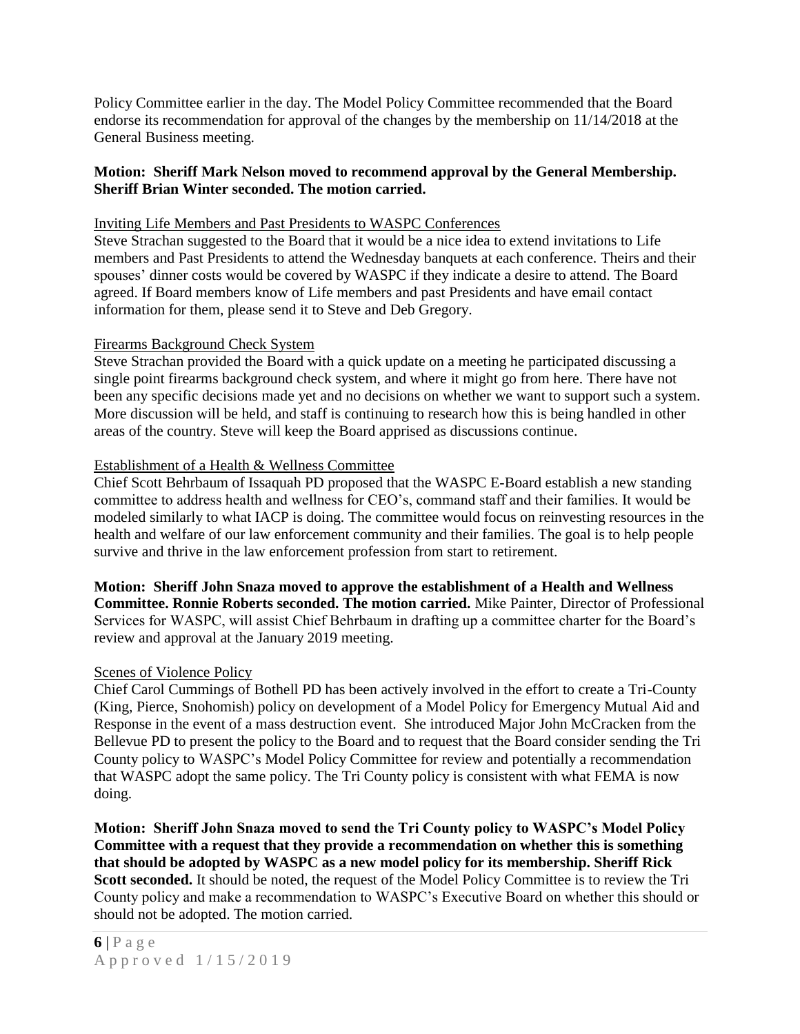Policy Committee earlier in the day. The Model Policy Committee recommended that the Board endorse its recommendation for approval of the changes by the membership on 11/14/2018 at the General Business meeting.

**Motion: Sheriff Mark Nelson moved to recommend approval by the General Membership. Sheriff Brian Winter seconded. The motion carried.**

<u>Inviting Life Members and Past Presidents to WASPC Conferences</u>

Steve Strachan suggested to the Board that it would be a nice idea to extend invitations to Life members and Past Presidents to attend the Wednesday banquets at each conference. Theirs and their spouses' dinner costs would be covered by WASPC if they indicate a desire to attend. The Board agreed. If Board members know of Life members and past Presidents and have email contact information for them, please send it to Steve and Deb Gregory.

<u>Firearms Background Check System</u>

Steve Strachan provided the Board with a quick update on a meeting he participated discussing a single point firearms background check system, and where it might go from here. There have not been any specific decisions made yet and no decisions on whether we want to support such a system. More discussion will be held, and staff is continuing to research how this is being handled in other areas of the country. Steve will keep the Board apprised as discussions continue.

<u>Establishment of a Health & Wellness Committee</u>

Chief Scott Behrbaum of Issaquah PD proposed that the WASPC E-Board establish a new standing committee to address health and wellness for CEO's, command staff and their families. It would be modeled similarly to what IACP is doing. The committee would focus on reinvesting resources in the health and welfare of our law enforcement community and their families. The goal is to help people survive and thrive in the law enforcement profession from start to retirement.

**Motion: Sheriff John Snaza moved to approve the establishment of a Health and Wellness Committee. Ronnie Roberts seconded. The motion carried.** Mike Painter, Director of Professional Services for WASPC, will assist Chief Behrbaum in drafting up a committee charter for the Board's review and approval at the January 2019 meeting.

<u>Scenes of Violence Policy</u>

Chief Carol Cummings of Bothell PD has been actively involved in the effort to create a Tri-County (King, Pierce, Snohomish) policy on development of a Model Policy for Emergency Mutual Aid and Response in the event of a mass destruction event. She introduced Major John McCracken from the Bellevue PD to present the policy to the Board and to request that the Board consider sending the Tri County policy to WASPC's Model Policy Committee for review and potentially a recommendation that WASPC adopt the same policy. The Tri County policy is consistent with what FEMA is now doing.

**Motion: Sheriff John Snaza moved to send the Tri County policy to WASPC's Model Policy Committee with a request that they provide a recommendation on whether this is something that should be adopted by WASPC as a new model policy for its membership. Sheriff Rick Scott seconded.** It should be noted, the request of the Model Policy Committee is to review the Tri County policy and make a recommendation to WASPC's Executive Board on whether this should or should not be adopted. The motion carried.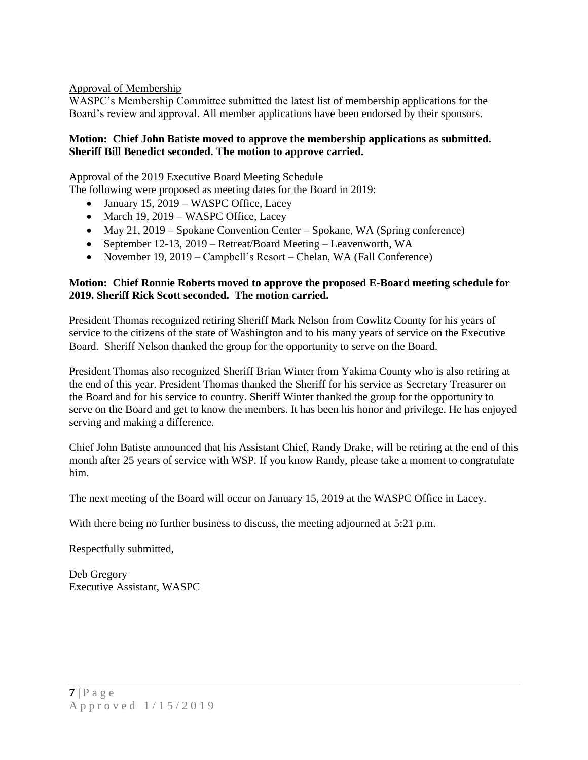Approval of Membership

WASPC's Membership Committee submitted the latest list of membership applications for the Board's review and approval. All member applications have been endorsed by their sponsors.

**Motion: Chief John Batiste moved to approve the membership applications as submitted. Sheriff Bill Benedict seconded. The motion to approve carried.**

Approval of the 2019 Executive Board Meeting Schedule

The following were proposed as meeting dates for the Board in 2019:

- January 15, 2019 – WASPC Office, Lacey
- March 19, 2019 – WASPC Office, Lacey
- May 21, 2019 – Spokane Convention Center – Spokane, WA (Spring conference)
- September 12-13, 2019 – Retreat/Board Meeting – Leavenworth, WA
- November 19, 2019 – Campbell's Resort – Chelan, WA (Fall Conference)

**Motion: Chief Ronnie Roberts moved to approve the proposed E-Board meeting schedule for 2019. Sheriff Rick Scott seconded. The motion carried.**

President Thomas recognized retiring Sheriff Mark Nelson from Cowlitz County for his years of service to the citizens of the state of Washington and to his many years of service on the Executive Board. Sheriff Nelson thanked the group for the opportunity to serve on the Board.

President Thomas also recognized Sheriff Brian Winter from Yakima County who is also retiring at the end of this year. President Thomas thanked the Sheriff for his service as Secretary Treasurer on the Board and for his service to country. Sheriff Winter thanked the group for the opportunity to serve on the Board and get to know the members. It has been his honor and privilege. He has enjoyed serving and making a difference.

Chief John Batiste announced that his Assistant Chief, Randy Drake, will be retiring at the end of this month after 25 years of service with WSP. If you know Randy, please take a moment to congratulate him.

The next meeting of the Board will occur on January 15, 2019 at the WASPC Office in Lacey.

With there being no further business to discuss, the meeting adjourned at 5:21 p.m.

Respectfully submitted,

Deb Gregory
Executive Assistant, WASPC